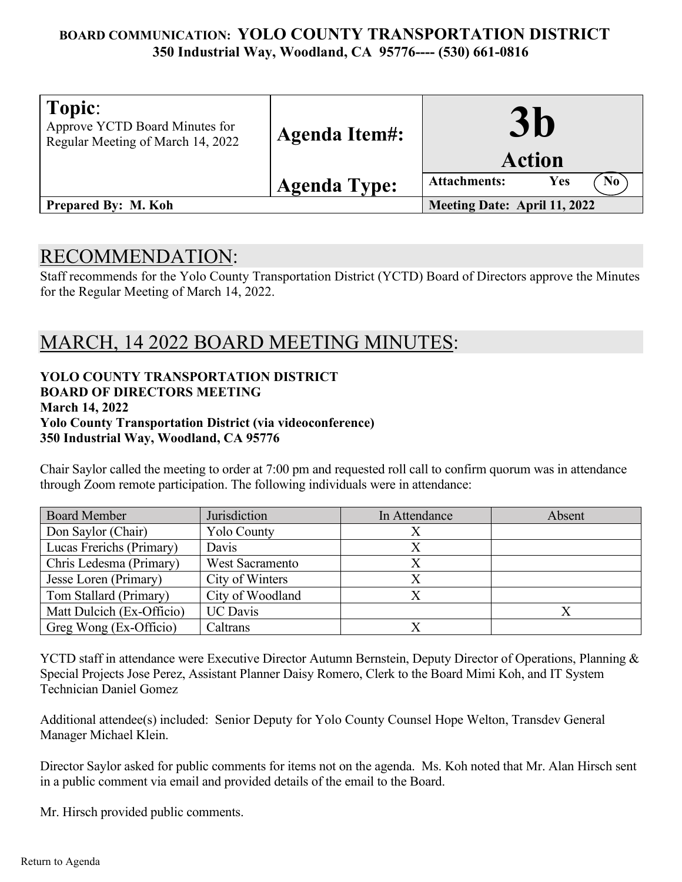**BOARD COMMUNICATION: YOLO COUNTY TRANSPORTATION DISTRICT**
**350 Industrial Way, Woodland, CA 95776---- (530) 661-0816**

| **Topic**: Approve YCTD Board Minutes for Regular Meeting of March 14, 2022 | **Agenda Item#:** | **3b** |
|---|---|---|
| | **Agenda Type:** | **Action** |
| | | **Attachments:** Yes (No) |
| **Prepared By: M. Koh** | | **Meeting Date: April 11, 2022** |

## RECOMMENDATION:

Staff recommends for the Yolo County Transportation District (YCTD) Board of Directors approve the Minutes for the Regular Meeting of March 14, 2022.

## MARCH, 14 2022 BOARD MEETING MINUTES:

**YOLO COUNTY TRANSPORTATION DISTRICT**
**BOARD OF DIRECTORS MEETING**
**March 14, 2022**
**Yolo County Transportation District (via videoconference)**
**350 Industrial Way, Woodland, CA 95776**

Chair Saylor called the meeting to order at 7:00 pm and requested roll call to confirm quorum was in attendance through Zoom remote participation. The following individuals were in attendance:

| Board Member | Jurisdiction | In Attendance | Absent |
|---|---|---|---|
| Don Saylor (Chair) | Yolo County | X | |
| Lucas Frerichs (Primary) | Davis | X | |
| Chris Ledesma (Primary) | West Sacramento | X | |
| Jesse Loren (Primary) | City of Winters | X | |
| Tom Stallard (Primary) | City of Woodland | X | |
| Matt Dulcich (Ex-Officio) | UC Davis | | X |
| Greg Wong (Ex-Officio) | Caltrans | X | |

YCTD staff in attendance were Executive Director Autumn Bernstein, Deputy Director of Operations, Planning & Special Projects Jose Perez, Assistant Planner Daisy Romero, Clerk to the Board Mimi Koh, and IT System Technician Daniel Gomez

Additional attendee(s) included: Senior Deputy for Yolo County Counsel Hope Welton, Transdev General Manager Michael Klein.

Director Saylor asked for public comments for items not on the agenda. Ms. Koh noted that Mr. Alan Hirsch sent in a public comment via email and provided details of the email to the Board.

Mr. Hirsch provided public comments.

Return to Agenda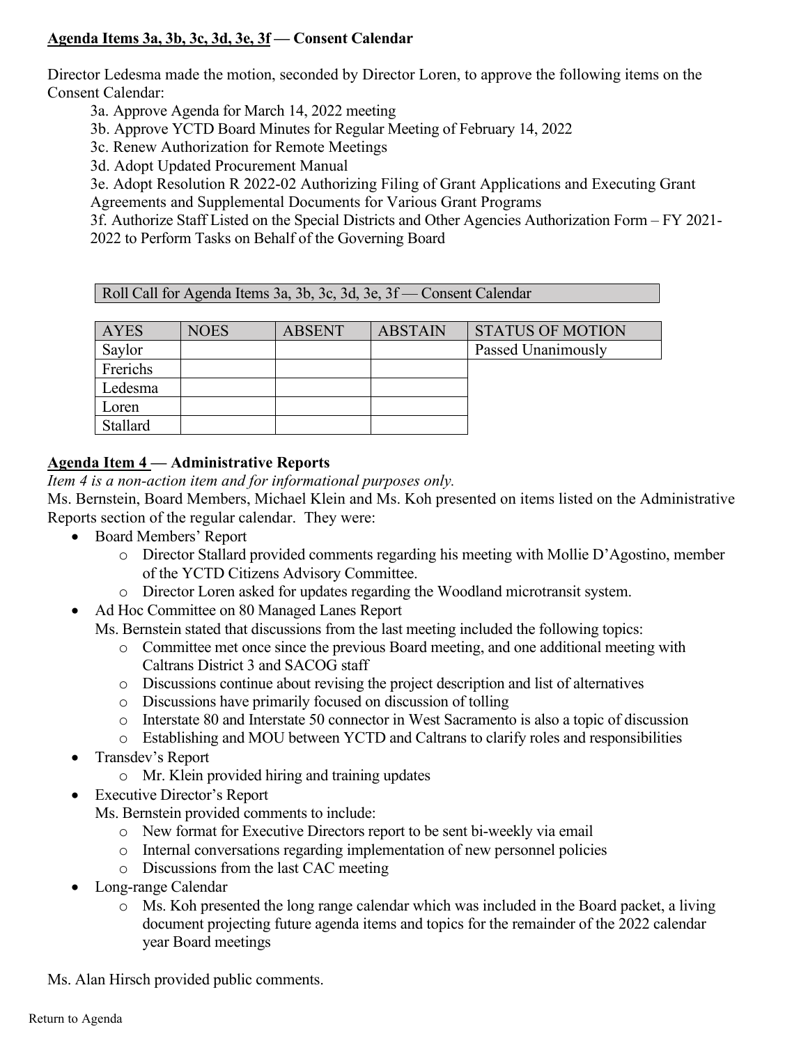**Agenda Items 3a, 3b, 3c, 3d, 3e, 3f — Consent Calendar**

Director Ledesma made the motion, seconded by Director Loren, to approve the following items on the Consent Calendar:

3a. Approve Agenda for March 14, 2022 meeting
3b. Approve YCTD Board Minutes for Regular Meeting of February 14, 2022
3c. Renew Authorization for Remote Meetings
3d. Adopt Updated Procurement Manual
3e. Adopt Resolution R 2022-02 Authorizing Filing of Grant Applications and Executing Grant Agreements and Supplemental Documents for Various Grant Programs
3f. Authorize Staff Listed on the Special Districts and Other Agencies Authorization Form – FY 2021-2022 to Perform Tasks on Behalf of the Governing Board

Roll Call for Agenda Items 3a, 3b, 3c, 3d, 3e, 3f — Consent Calendar

| AYES | NOES | ABSENT | ABSTAIN | STATUS OF MOTION |
|---|---|---|---|---|
| Saylor | | | | Passed Unanimously |
| Frerichs | | | | |
| Ledesma | | | | |
| Loren | | | | |
| Stallard | | | | |

**Agenda Item 4 — Administrative Reports**

*Item 4 is a non-action item and for informational purposes only.*

Ms. Bernstein, Board Members, Michael Klein and Ms. Koh presented on items listed on the Administrative Reports section of the regular calendar. They were:

- Board Members' Report
  - Director Stallard provided comments regarding his meeting with Mollie D'Agostino, member of the YCTD Citizens Advisory Committee.
  - Director Loren asked for updates regarding the Woodland microtransit system.
- Ad Hoc Committee on 80 Managed Lanes Report
  Ms. Bernstein stated that discussions from the last meeting included the following topics:
  - Committee met once since the previous Board meeting, and one additional meeting with Caltrans District 3 and SACOG staff
  - Discussions continue about revising the project description and list of alternatives
  - Discussions have primarily focused on discussion of tolling
  - Interstate 80 and Interstate 50 connector in West Sacramento is also a topic of discussion
  - Establishing and MOU between YCTD and Caltrans to clarify roles and responsibilities
- Transdev's Report
  - Mr. Klein provided hiring and training updates
- Executive Director's Report
  Ms. Bernstein provided comments to include:
  - New format for Executive Directors report to be sent bi-weekly via email
  - Internal conversations regarding implementation of new personnel policies
  - Discussions from the last CAC meeting
- Long-range Calendar
  - Ms. Koh presented the long range calendar which was included in the Board packet, a living document projecting future agenda items and topics for the remainder of the 2022 calendar year Board meetings

Ms. Alan Hirsch provided public comments.

Return to Agenda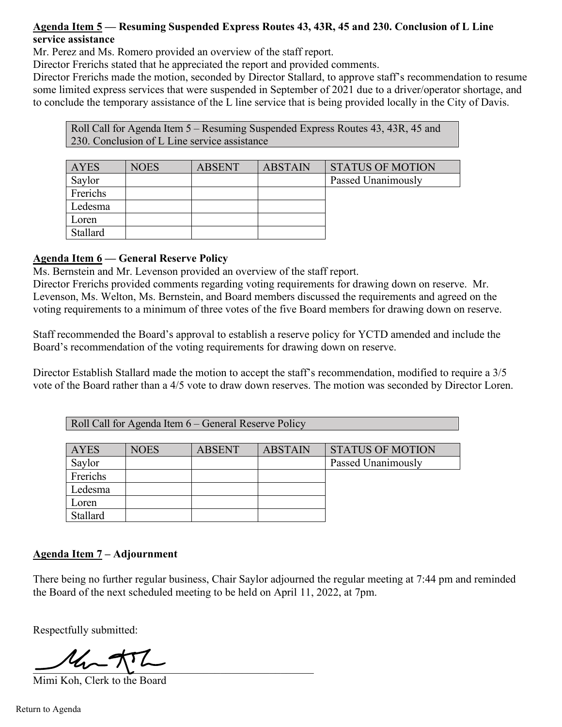**<u>Agenda Item 5</u> — Resuming Suspended Express Routes 43, 43R, 45 and 230. Conclusion of L Line service assistance**

Mr. Perez and Ms. Romero provided an overview of the staff report.

Director Frerichs stated that he appreciated the report and provided comments.

Director Frerichs made the motion, seconded by Director Stallard, to approve staff's recommendation to resume some limited express services that were suspended in September of 2021 due to a driver/operator shortage, and to conclude the temporary assistance of the L line service that is being provided locally in the City of Davis.

| Roll Call for Agenda Item 5 – Resuming Suspended Express Routes 43, 43R, 45 and 230. Conclusion of L Line service assistance |
|---|

| AYES | NOES | ABSENT | ABSTAIN | STATUS OF MOTION |
|---|---|---|---|---|
| Saylor | | | | Passed Unanimously |
| Frerichs | | | | |
| Ledesma | | | | |
| Loren | | | | |
| Stallard | | | | |

**<u>Agenda Item 6</u> — General Reserve Policy**

Ms. Bernstein and Mr. Levenson provided an overview of the staff report.

Director Frerichs provided comments regarding voting requirements for drawing down on reserve. Mr. Levenson, Ms. Welton, Ms. Bernstein, and Board members discussed the requirements and agreed on the voting requirements to a minimum of three votes of the five Board members for drawing down on reserve.

Staff recommended the Board's approval to establish a reserve policy for YCTD amended and include the Board's recommendation of the voting requirements for drawing down on reserve.

Director Establish Stallard made the motion to accept the staff's recommendation, modified to require a 3/5 vote of the Board rather than a 4/5 vote to draw down reserves. The motion was seconded by Director Loren.

| Roll Call for Agenda Item 6 – General Reserve Policy |
|---|

| AYES | NOES | ABSENT | ABSTAIN | STATUS OF MOTION |
|---|---|---|---|---|
| Saylor | | | | Passed Unanimously |
| Frerichs | | | | |
| Ledesma | | | | |
| Loren | | | | |
| Stallard | | | | |

**<u>Agenda Item 7</u> – Adjournment**

There being no further regular business, Chair Saylor adjourned the regular meeting at 7:44 pm and reminded the Board of the next scheduled meeting to be held on April 11, 2022, at 7pm.

Respectfully submitted:

Mimi Koh, Clerk to the Board

Return to Agenda